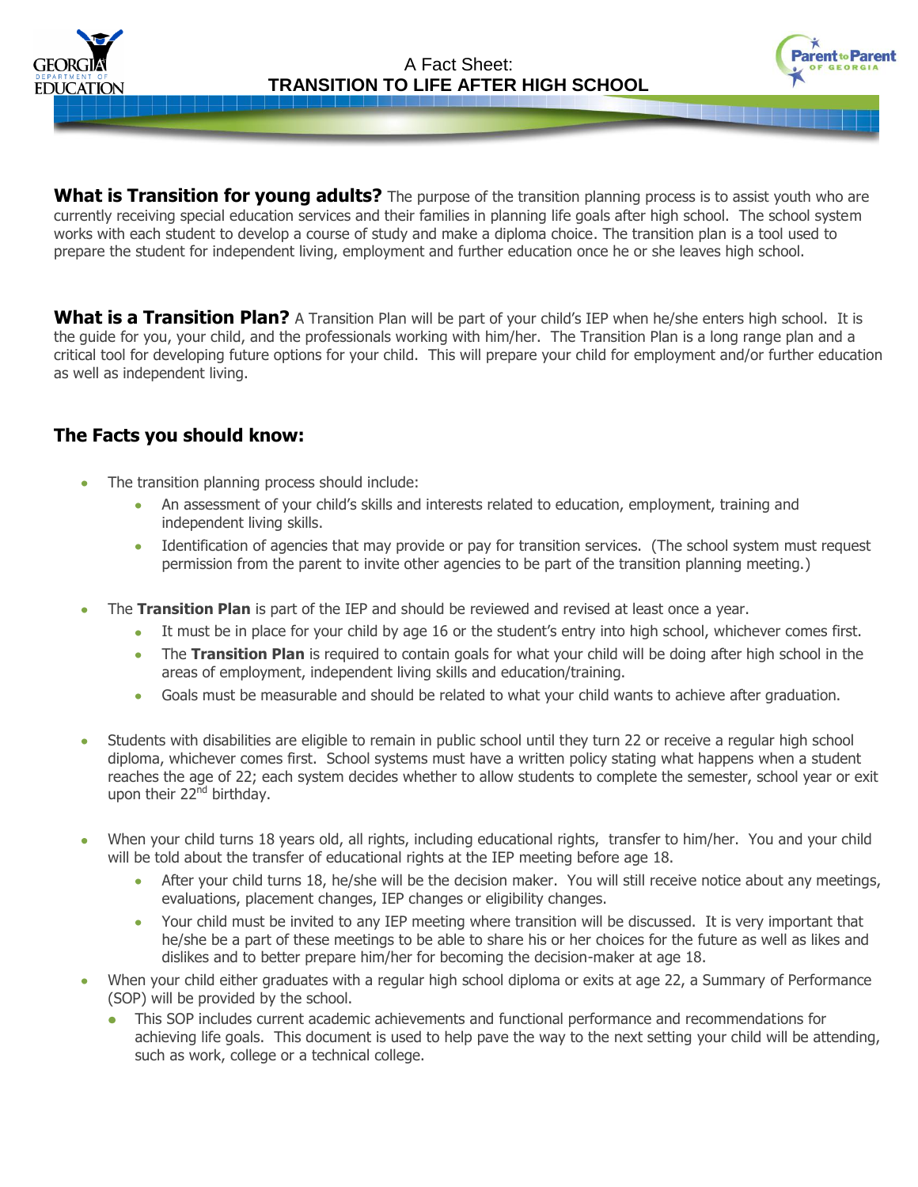A Fact Sheet:

# TRANSITION TO LIFE AFTER HIGH SCHOOL

**What is Transition for young adults?** The purpose of the transition planning process is to assist youth who are currently receiving special education services and their families in planning life goals after high school. The school system works with each student to develop a course of study and make a diploma choice. The transition plan is a tool used to prepare the student for independent living, employment and further education once he or she leaves high school.

**What is a Transition Plan?** A Transition Plan will be part of your child's IEP when he/she enters high school. It is the guide for you, your child, and the professionals working with him/her. The Transition Plan is a long range plan and a critical tool for developing future options for your child. This will prepare your child for employment and/or further education as well as independent living.

## The Facts you should know:

- The transition planning process should include:
  - An assessment of your child's skills and interests related to education, employment, training and independent living skills.
  - Identification of agencies that may provide or pay for transition services. (The school system must request permission from the parent to invite other agencies to be part of the transition planning meeting.)
- The **Transition Plan** is part of the IEP and should be reviewed and revised at least once a year.
  - It must be in place for your child by age 16 or the student's entry into high school, whichever comes first.
  - The **Transition Plan** is required to contain goals for what your child will be doing after high school in the areas of employment, independent living skills and education/training.
  - Goals must be measurable and should be related to what your child wants to achieve after graduation.
- Students with disabilities are eligible to remain in public school until they turn 22 or receive a regular high school diploma, whichever comes first. School systems must have a written policy stating what happens when a student reaches the age of 22; each system decides whether to allow students to complete the semester, school year or exit upon their 22nd birthday.
- When your child turns 18 years old, all rights, including educational rights, transfer to him/her. You and your child will be told about the transfer of educational rights at the IEP meeting before age 18.
  - After your child turns 18, he/she will be the decision maker. You will still receive notice about any meetings, evaluations, placement changes, IEP changes or eligibility changes.
  - Your child must be invited to any IEP meeting where transition will be discussed. It is very important that he/she be a part of these meetings to be able to share his or her choices for the future as well as likes and dislikes and to better prepare him/her for becoming the decision-maker at age 18.
- When your child either graduates with a regular high school diploma or exits at age 22, a Summary of Performance (SOP) will be provided by the school.
  - This SOP includes current academic achievements and functional performance and recommendations for achieving life goals. This document is used to help pave the way to the next setting your child will be attending, such as work, college or a technical college.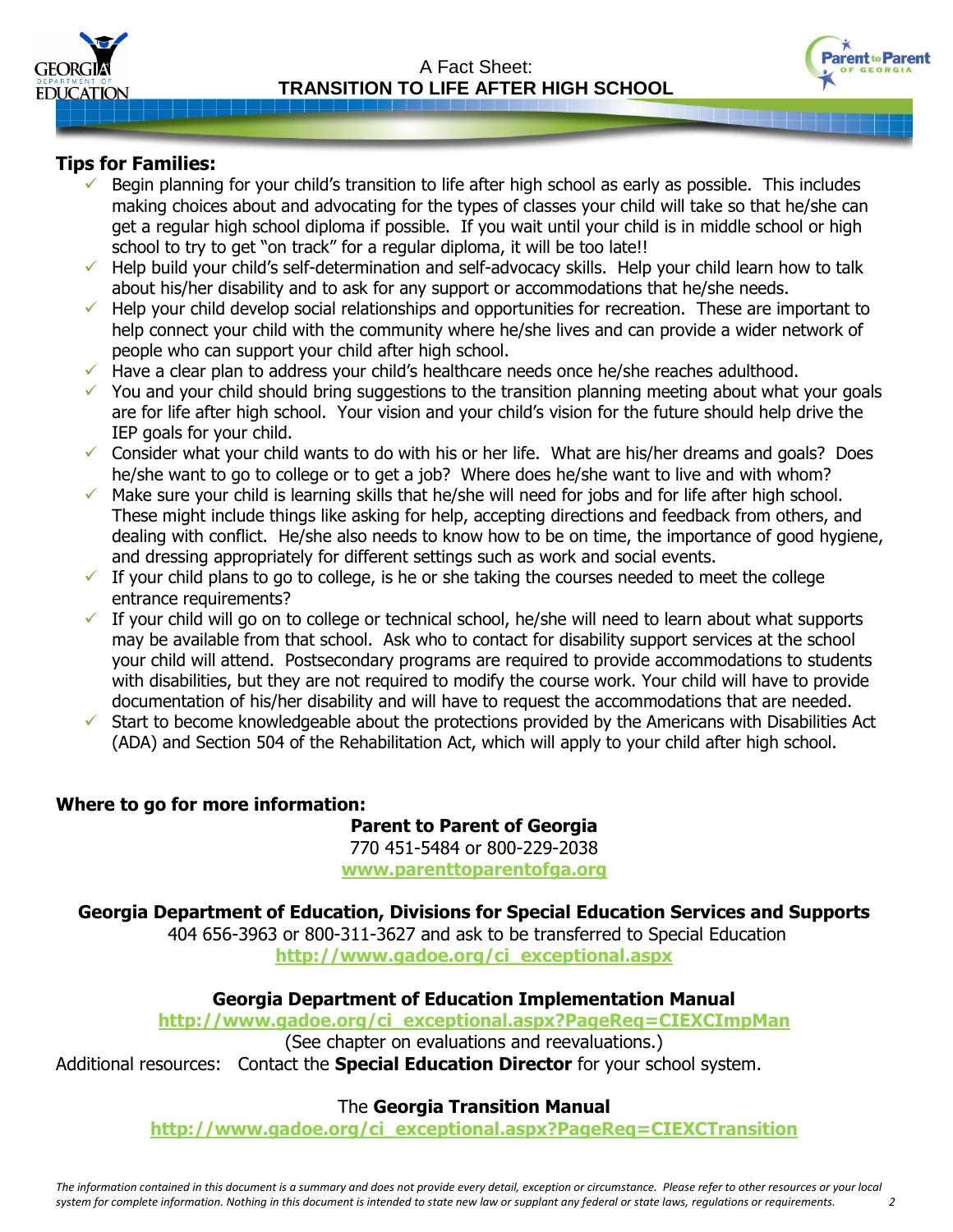## Tips for Families:

- Begin planning for your child's transition to life after high school as early as possible. This includes making choices about and advocating for the types of classes your child will take so that he/she can get a regular high school diploma if possible. If you wait until your child is in middle school or high school to try to get "on track" for a regular diploma, it will be too late!!
- Help build your child's self-determination and self-advocacy skills. Help your child learn how to talk about his/her disability and to ask for any support or accommodations that he/she needs.
- Help your child develop social relationships and opportunities for recreation. These are important to help connect your child with the community where he/she lives and can provide a wider network of people who can support your child after high school.
- Have a clear plan to address your child's healthcare needs once he/she reaches adulthood.
- You and your child should bring suggestions to the transition planning meeting about what your goals are for life after high school. Your vision and your child's vision for the future should help drive the IEP goals for your child.
- Consider what your child wants to do with his or her life. What are his/her dreams and goals? Does he/she want to go to college or to get a job? Where does he/she want to live and with whom?
- Make sure your child is learning skills that he/she will need for jobs and for life after high school. These might include things like asking for help, accepting directions and feedback from others, and dealing with conflict. He/she also needs to know how to be on time, the importance of good hygiene, and dressing appropriately for different settings such as work and social events.
- If your child plans to go to college, is he or she taking the courses needed to meet the college entrance requirements?
- If your child will go on to college or technical school, he/she will need to learn about what supports may be available from that school. Ask who to contact for disability support services at the school your child will attend. Postsecondary programs are required to provide accommodations to students with disabilities, but they are not required to modify the course work. Your child will have to provide documentation of his/her disability and will have to request the accommodations that are needed.
- Start to become knowledgeable about the protections provided by the Americans with Disabilities Act (ADA) and Section 504 of the Rehabilitation Act, which will apply to your child after high school.

## Where to go for more information:

**Parent to Parent of Georgia**
770 451-5484 or 800-229-2038
[www.parenttoparentofga.org](www.parenttoparentofga.org)

**Georgia Department of Education, Divisions for Special Education Services and Supports**
404 656-3963 or 800-311-3627 and ask to be transferred to Special Education
[http://www.gadoe.org/ci_exceptional.aspx](http://www.gadoe.org/ci_exceptional.aspx)

**Georgia Department of Education Implementation Manual**
[http://www.gadoe.org/ci_exceptional.aspx?PageReq=CIEXCImpMan](http://www.gadoe.org/ci_exceptional.aspx?PageReq=CIEXCImpMan)
(See chapter on evaluations and reevaluations.)

Additional resources: Contact the **Special Education Director** for your school system.

The **Georgia Transition Manual**
[http://www.gadoe.org/ci_exceptional.aspx?PageReq=CIEXCTransition](http://www.gadoe.org/ci_exceptional.aspx?PageReq=CIEXCTransition)

*The information contained in this document is a summary and does not provide every detail, exception or circumstance. Please refer to other resources or your local system for complete information. Nothing in this document is intended to state new law or supplant any federal or state laws, regulations or requirements.*